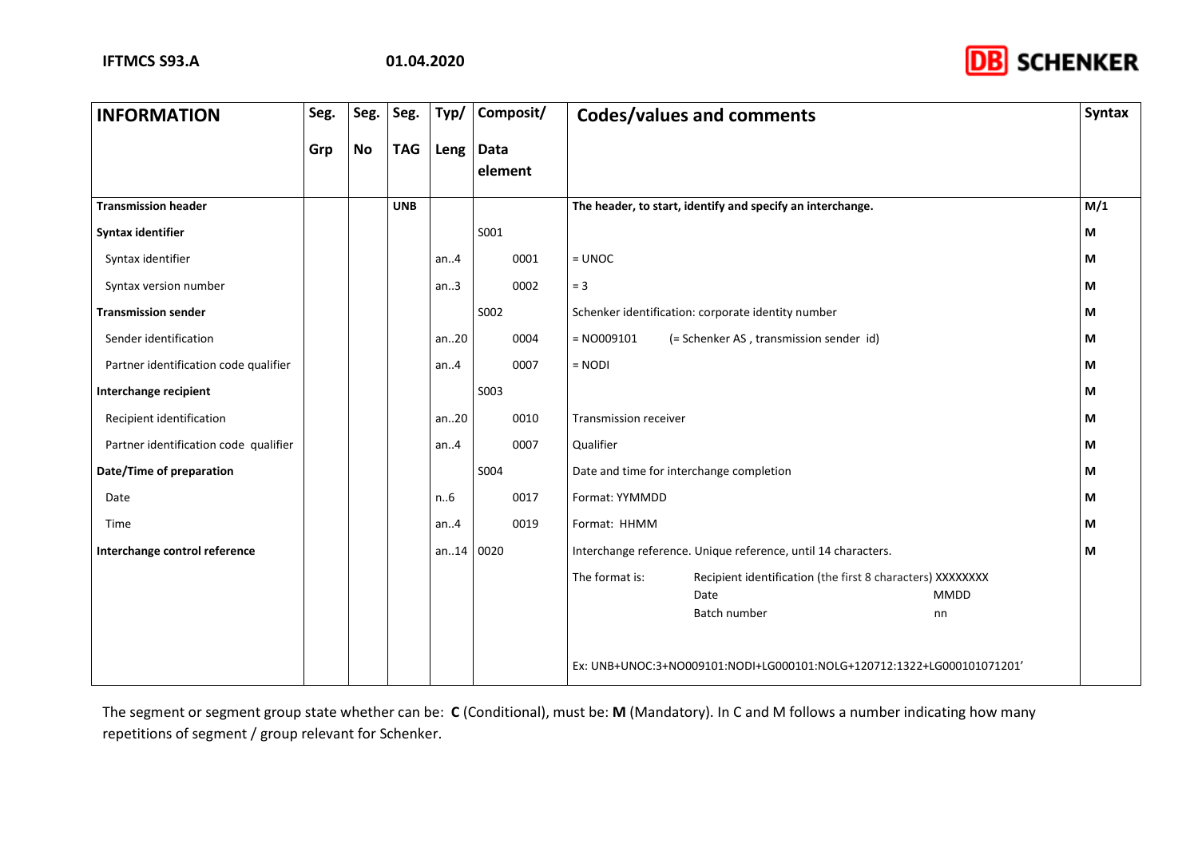| INFORMATION | Seg. Grp | Seg. No | Seg. TAG | Typ/ Leng | Composit/ Data element | Codes/values and comments | Syntax |
|---|---|---|---|---|---|---|---|
| **Transmission header** | | | **UNB** | | | **The header, to start, identify and specify an interchange.** | **M/1** |
| **Syntax identifier** | | | | | S001 | | **M** |
| Syntax identifier | | | | an..4 | 0001 | = UNOC | **M** |
| Syntax version number | | | | an..3 | 0002 | = 3 | **M** |
| **Transmission sender** | | | | | S002 | Schenker identification: corporate identity number | **M** |
| Sender identification | | | | an..20 | 0004 | = NO009101 (= Schenker AS , transmission sender id) | **M** |
| Partner identification code qualifier | | | | an..4 | 0007 | = NODI | **M** |
| **Interchange recipient** | | | | | S003 | | **M** |
| Recipient identification | | | | an..20 | 0010 | Transmission receiver | **M** |
| Partner identification code qualifier | | | | an..4 | 0007 | Qualifier | **M** |
| **Date/Time of preparation** | | | | | S004 | Date and time for interchange completion | **M** |
| Date | | | | n..6 | 0017 | Format: YYMMDD | **M** |
| Time | | | | an..4 | 0019 | Format: HHMM | **M** |
| **Interchange control reference** | | | | an..14 | 0020 | Interchange reference. Unique reference, until 14 characters. | **M** |
| | | | | | | The format is: Recipient identification (the first 8 characters) XXXXXXXX; Date MMDD; Batch number nn | |
| | | | | | | Ex: UNB+UNOC:3+NO009101:NODI+LG000101:NOLG+120712:1322+LG000101071201' | |

The segment or segment group state whether can be: **C** (Conditional), must be: **M** (Mandatory). In C and M follows a number indicating how many repetitions of segment / group relevant for Schenker.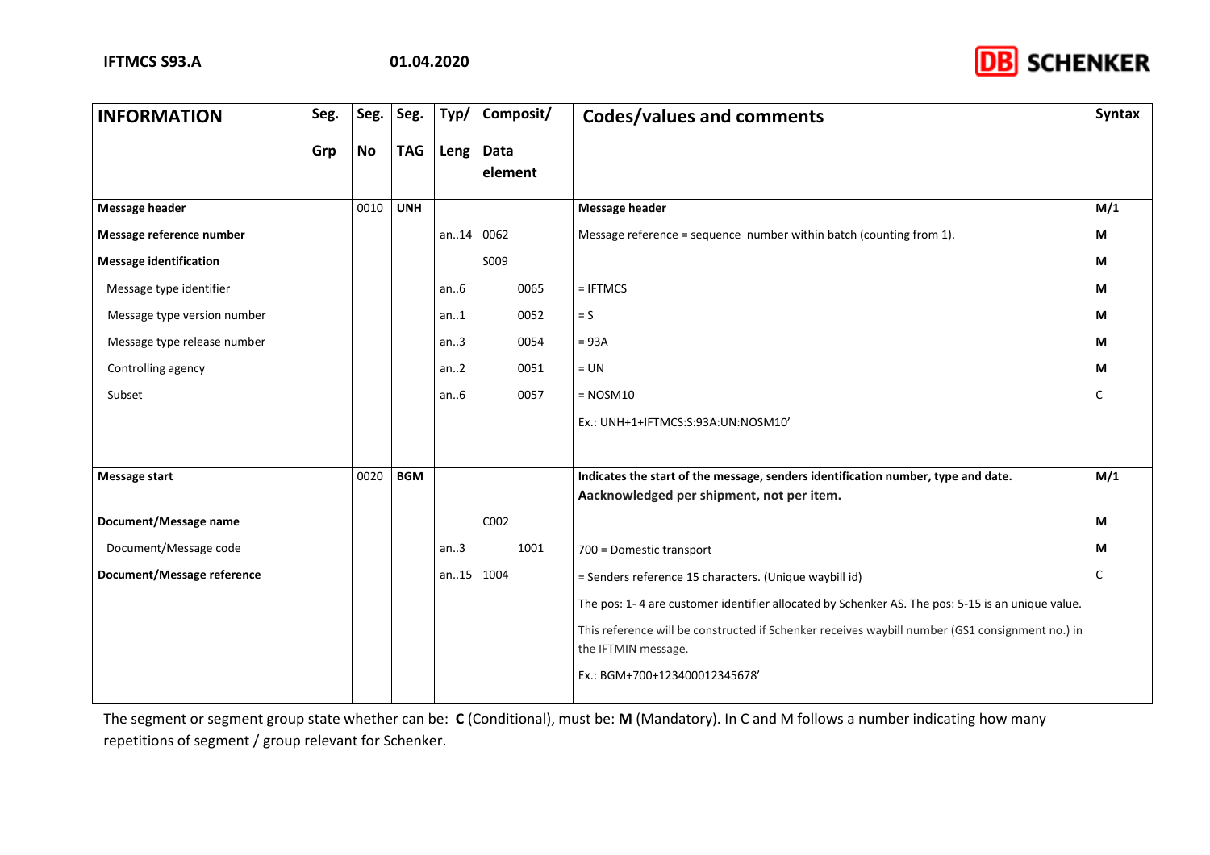| INFORMATION | Seg. Grp | Seg. No | Seg. TAG | Typ/ Leng | Composit/ Data element | Codes/values and comments | Syntax |
|---|---|---|---|---|---|---|---|
| **Message header** | | 0010 | **UNH** | | | **Message header** | **M/1** |
| **Message reference number** | | | | an..14 | 0062 | Message reference = sequence number within batch (counting from 1). | **M** |
| **Message identification** | | | | | S009 | | **M** |
| Message type identifier | | | | an..6 | 0065 | = IFTMCS | **M** |
| Message type version number | | | | an..1 | 0052 | = S | **M** |
| Message type release number | | | | an..3 | 0054 | = 93A | **M** |
| Controlling agency | | | | an..2 | 0051 | = UN | **M** |
| Subset | | | | an..6 | 0057 | = NOSM10 | C |
| | | | | | | Ex.: UNH+1+IFTMCS:S:93A:UN:NOSM10' | |
| **Message start** | | 0020 | **BGM** | | | **Indicates the start of the message, senders identification number, type and date. Aacknowledged per shipment, not per item.** | **M/1** |
| **Document/Message name** | | | | | C002 | | **M** |
| Document/Message code | | | | an..3 | 1001 | 700 = Domestic transport | **M** |
| **Document/Message reference** | | | | an..15 | 1004 | = Senders reference 15 characters. (Unique waybill id) | C |
| | | | | | | The pos: 1- 4 are customer identifier allocated by Schenker AS. The pos: 5-15 is an unique value. | |
| | | | | | | This reference will be constructed if Schenker receives waybill number (GS1 consignment no.) in the IFTMIN message. | |
| | | | | | | Ex.: BGM+700+123400012345678' | |

The segment or segment group state whether can be: **C** (Conditional), must be: **M** (Mandatory). In C and M follows a number indicating how many repetitions of segment / group relevant for Schenker.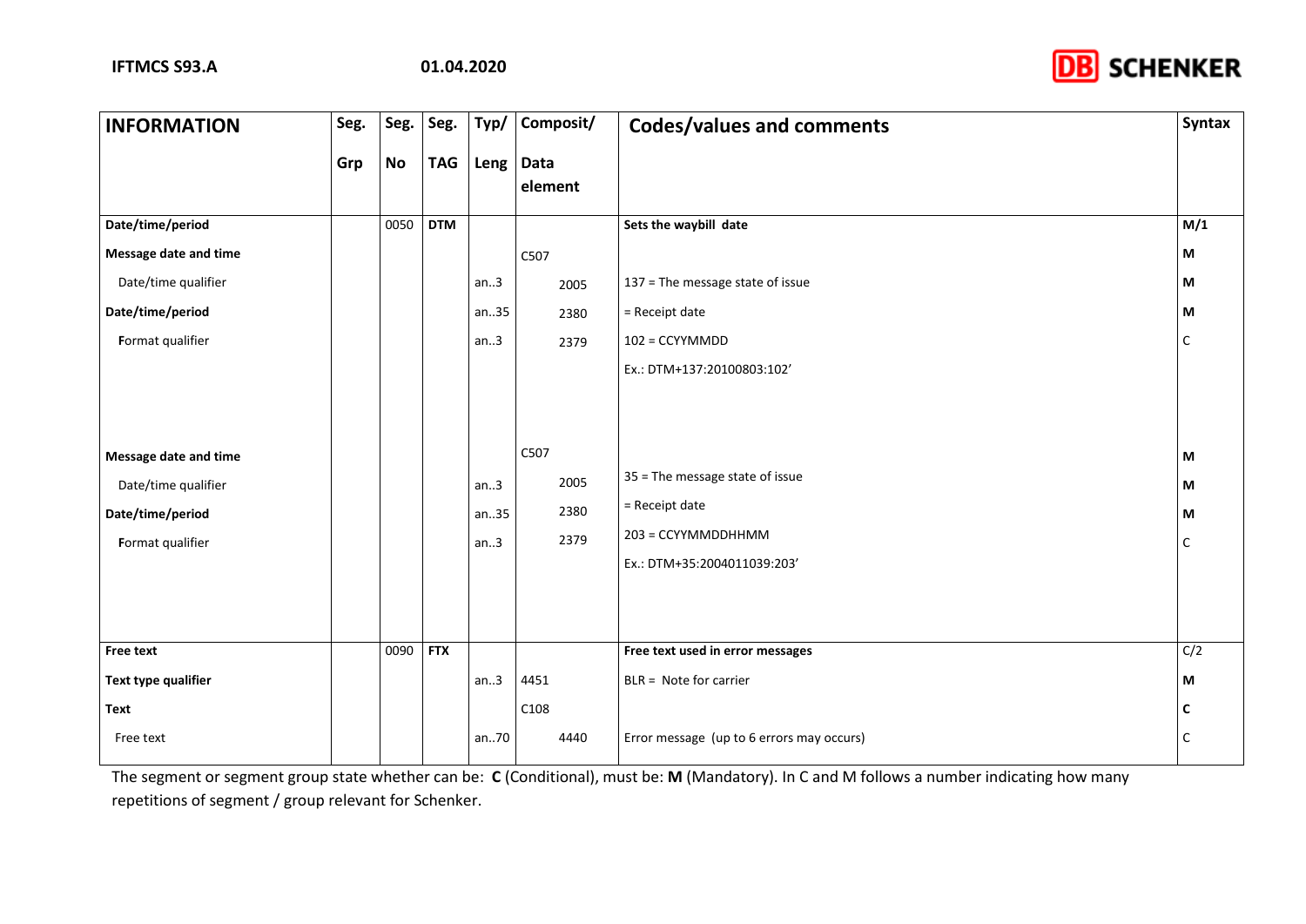| INFORMATION | Seg. Grp | Seg. No | Seg. TAG | Typ/ Leng | Composit/ Data element | Codes/values and comments | Syntax |
|---|---|---|---|---|---|---|---|
| **Date/time/period** | | 0050 | **DTM** | | | **Sets the waybill date** | **M/1** |
| **Message date and time** | | | | | C507 | | **M** |
| Date/time qualifier | | | | an..3 | 2005 | 137 = The message state of issue | **M** |
| **Date/time/period** | | | | an..35 | 2380 | = Receipt date | **M** |
| Format qualifier | | | | an..3 | 2379 | 102 = CCYYMMDD | C |
| | | | | | | Ex.: DTM+137:20100803:102' | |
| **Message date and time** | | | | | C507 | | **M** |
| Date/time qualifier | | | | an..3 | 2005 | 35 = The message state of issue | **M** |
| **Date/time/period** | | | | an..35 | 2380 | = Receipt date | **M** |
| Format qualifier | | | | an..3 | 2379 | 203 = CCYYMMDDHHMM | C |
| | | | | | | Ex.: DTM+35:2004011039:203' | |
| **Free text** | | 0090 | **FTX** | | | **Free text used in error messages** | C/2 |
| **Text type qualifier** | | | | an..3 | 4451 | BLR = Note for carrier | **M** |
| **Text** | | | | | C108 | | **C** |
| Free text | | | | an..70 | 4440 | Error message (up to 6 errors may occurs) | C |

The segment or segment group state whether can be: **C** (Conditional), must be: **M** (Mandatory). In C and M follows a number indicating how many repetitions of segment / group relevant for Schenker.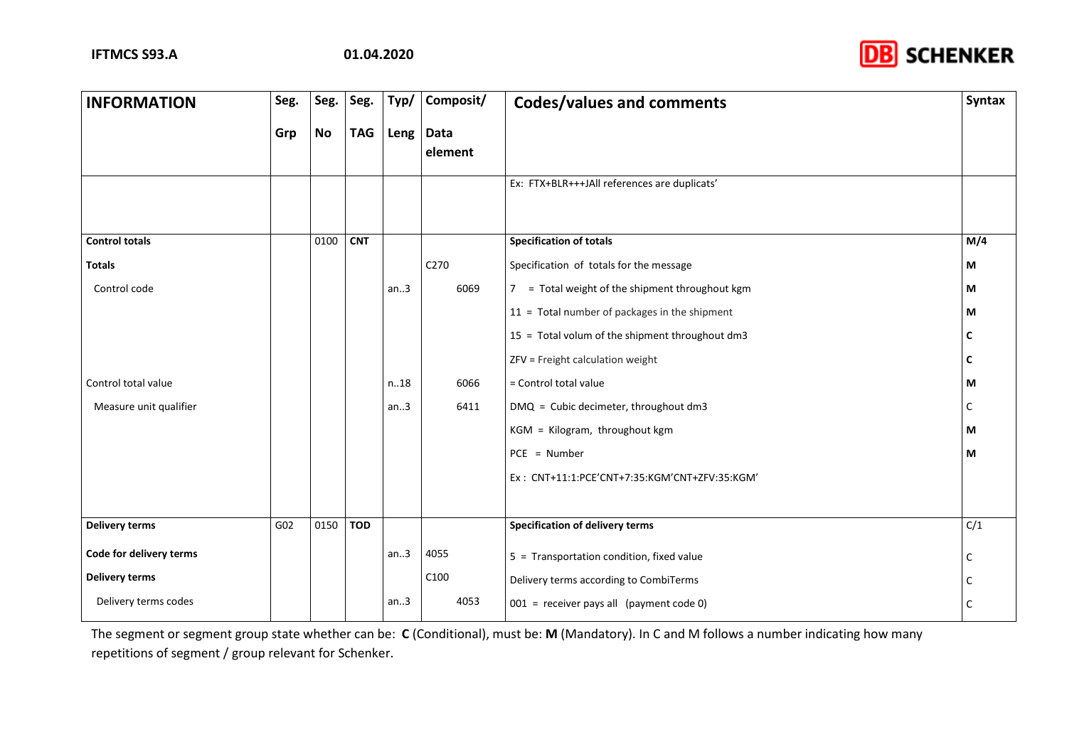| INFORMATION | Seg. Grp | Seg. No | Seg. TAG | Typ/ Leng | Composit/ Data element | Codes/values and comments | Syntax |
|---|---|---|---|---|---|---|---|
| | | | | | | Ex: FTX+BLR+++JAll references are duplicats' | |
| **Control totals** | | 0100 | **CNT** | | | **Specification of totals** | **M/4** |
| **Totals** | | | | | C270 | Specification of totals for the message | **M** |
| Control code | | | | an..3 | 6069 | 7 = Total weight of the shipment throughout kgm | **M** |
| | | | | | | 11 = Total number of packages in the shipment | **M** |
| | | | | | | 15 = Total volum of the shipment throughout dm3 | **C** |
| | | | | | | ZFV = Freight calculation weight | **C** |
| Control total value | | | | n..18 | 6066 | = Control total value | **M** |
| Measure unit qualifier | | | | an..3 | 6411 | DMQ = Cubic decimeter, throughout dm3 | C |
| | | | | | | KGM = Kilogram, throughout kgm | **M** |
| | | | | | | PCE = Number | **M** |
| | | | | | | Ex : CNT+11:1:PCE'CNT+7:35:KGM'CNT+ZFV:35:KGM' | |
| **Delivery terms** | G02 | 0150 | **TOD** | | | **Specification of delivery terms** | C/1 |
| **Code for delivery terms** | | | | an..3 | 4055 | 5 = Transportation condition, fixed value | C |
| **Delivery terms** | | | | | C100 | Delivery terms according to CombiTerms | C |
| Delivery terms codes | | | | an..3 | 4053 | 001 = receiver pays all (payment code 0) | C |

The segment or segment group state whether can be: **C** (Conditional), must be: **M** (Mandatory). In C and M follows a number indicating how many repetitions of segment / group relevant for Schenker.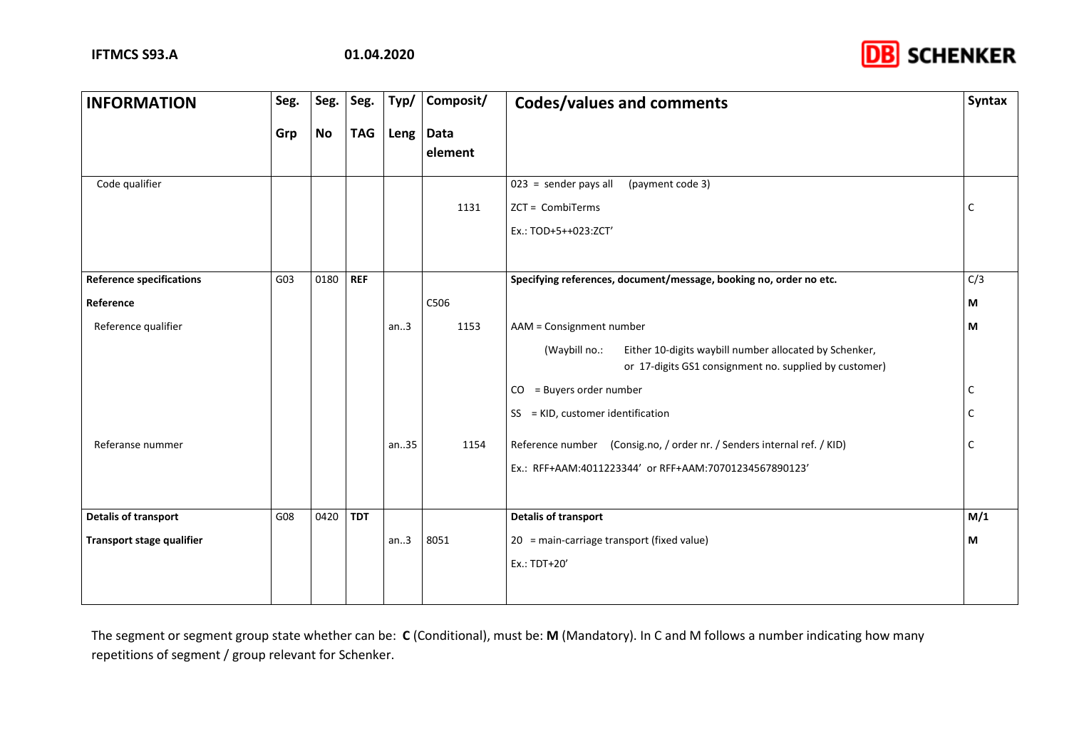| INFORMATION | Seg. Grp | Seg. No | Seg. TAG | Typ/ Leng | Composit/ Data element | Codes/values and comments | Syntax |
|---|---|---|---|---|---|---|---|
| Code qualifier | | | | | 1131 | 023 = sender pays all (payment code 3)<br>ZCT = CombiTerms<br>Ex.: TOD+5++023:ZCT' | C |
| **Reference specifications** | G03 | 0180 | **REF** | | | **Specifying references, document/message, booking no, order no etc.** | C/3 |
| **Reference** | | | | | C506 | | **M** |
| Reference qualifier | | | | an..3 | 1153 | AAM = Consignment number | **M** |
| | | | | | | (Waybill no.: Either 10-digits waybill number allocated by Schenker, or 17-digits GS1 consignment no. supplied by customer) | |
| | | | | | | CO = Buyers order number | C |
| | | | | | | SS = KID, customer identification | C |
| Referanse nummer | | | | an..35 | 1154 | Reference number (Consig.no, / order nr. / Senders internal ref. / KID)<br>Ex.: RFF+AAM:4011223344' or RFF+AAM:70701234567890123' | C |
| **Detalis of transport** | G08 | 0420 | **TDT** | | | **Detalis of transport** | **M/1** |
| **Transport stage qualifier** | | | | an..3 | 8051 | 20 = main-carriage transport (fixed value)<br>Ex.: TDT+20' | **M** |

The segment or segment group state whether can be: **C** (Conditional), must be: **M** (Mandatory). In C and M follows a number indicating how many repetitions of segment / group relevant for Schenker.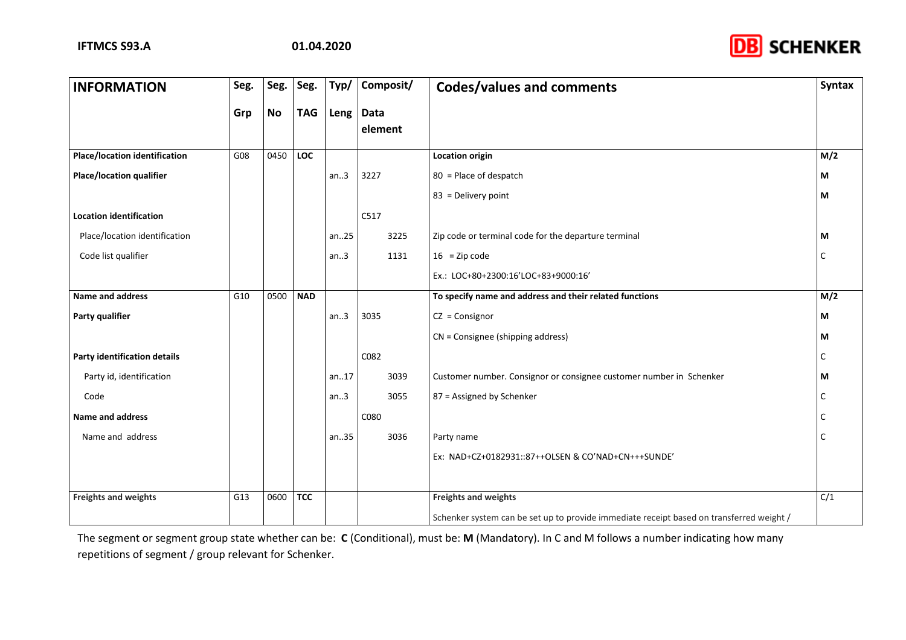| INFORMATION | Seg. Grp | Seg. No | Seg. TAG | Typ/ Leng | Composit/ Data element | Codes/values and comments | Syntax |
|---|---|---|---|---|---|---|---|
| **Place/location identification** | G08 | 0450 | **LOC** | | | **Location origin** | **M/2** |
| **Place/location qualifier** | | | | an..3 | 3227 | 80 = Place of despatch | **M** |
| | | | | | | 83 = Delivery point | **M** |
| **Location identification** | | | | | C517 | | |
| Place/location identification | | | | an..25 | 3225 | Zip code or terminal code for the departure terminal | **M** |
| Code list qualifier | | | | an..3 | 1131 | 16 = Zip code | C |
| | | | | | | Ex.: LOC+80+2300:16'LOC+83+9000:16' | |
| **Name and address** | G10 | 0500 | **NAD** | | | **To specify name and address and their related functions** | **M/2** |
| **Party qualifier** | | | | an..3 | 3035 | CZ = Consignor | **M** |
| | | | | | | CN = Consignee (shipping address) | **M** |
| **Party identification details** | | | | | C082 | | C |
| Party id, identification | | | | an..17 | 3039 | Customer number. Consignor or consignee customer number in Schenker | **M** |
| Code | | | | an..3 | 3055 | 87 = Assigned by Schenker | C |
| **Name and address** | | | | | C080 | | C |
| Name and address | | | | an..35 | 3036 | Party name | C |
| | | | | | | Ex: NAD+CZ+0182931::87++OLSEN & CO'NAD+CN+++SUNDE' | |
| **Freights and weights** | G13 | 0600 | **TCC** | | | **Freights and weights** | C/1 |
| | | | | | | Schenker system can be set up to provide immediate receipt based on transferred weight / | |

The segment or segment group state whether can be: **C** (Conditional), must be: **M** (Mandatory). In C and M follows a number indicating how many repetitions of segment / group relevant for Schenker.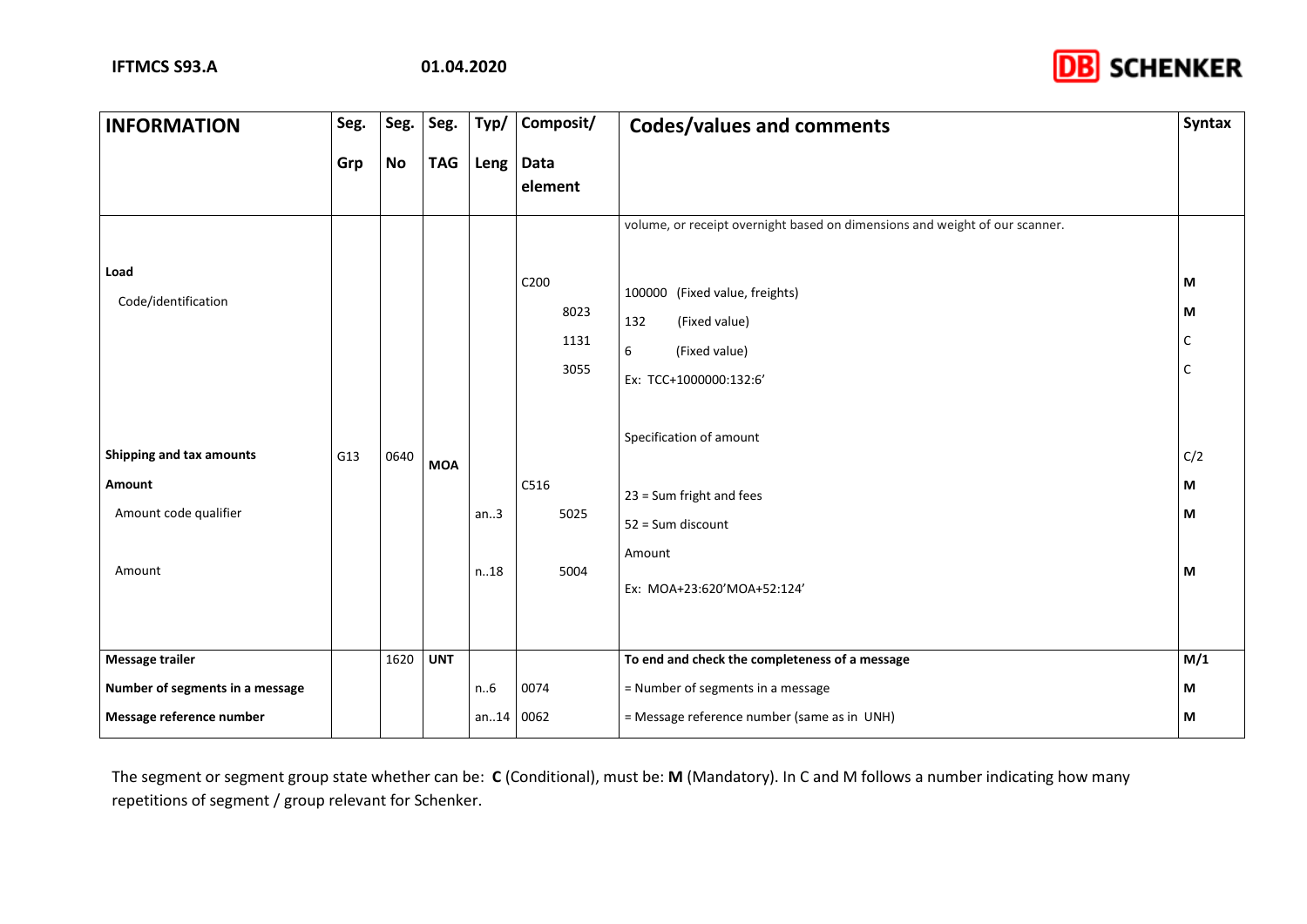| INFORMATION | Seg. Grp | Seg. No | Seg. TAG | Typ/ Leng | Composit/ Data element | Codes/values and comments | Syntax |
|---|---|---|---|---|---|---|---|
| | | | | | | volume, or receipt overnight based on dimensions and weight of our scanner. | |
| **Load** | | | | | C200 | | M |
| Code/identification | | | | | 8023 | 100000 (Fixed value, freights) | M |
| | | | | | 1131 | 132 (Fixed value) | C |
| | | | | | 3055 | 6 (Fixed value) | C |
| | | | | | | Ex: TCC+1000000:132:6' | |
| **Shipping and tax amounts** | G13 | 0640 | **MOA** | | | Specification of amount | C/2 |
| **Amount** | | | | | C516 | | M |
| Amount code qualifier | | | | an..3 | 5025 | 23 = Sum fright and fees<br>52 = Sum discount | M |
| Amount | | | | n..18 | 5004 | Amount<br>Ex: MOA+23:620'MOA+52:124' | M |
| **Message trailer** | | 1620 | **UNT** | | | **To end and check the completeness of a message** | **M/1** |
| **Number of segments in a message** | | | | n..6 | 0074 | = Number of segments in a message | M |
| **Message reference number** | | | | an..14 | 0062 | = Message reference number (same as in UNH) | M |

The segment or segment group state whether can be: **C** (Conditional), must be: **M** (Mandatory). In C and M follows a number indicating how many repetitions of segment / group relevant for Schenker.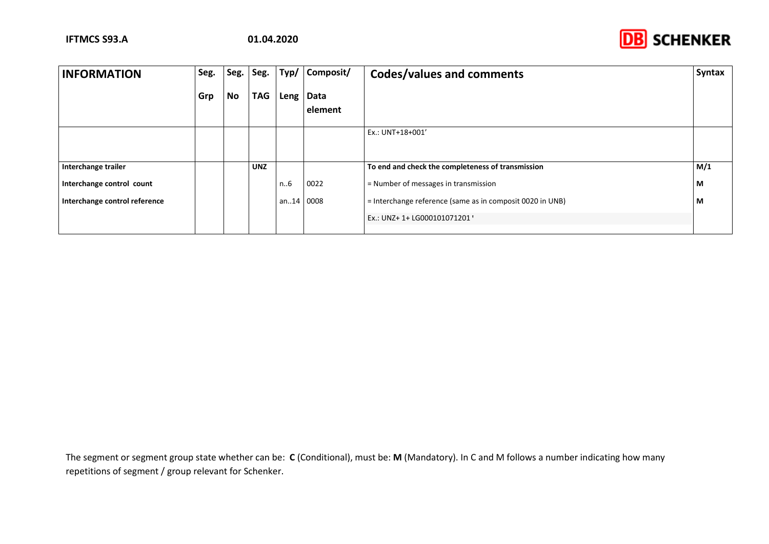| INFORMATION | Seg. Grp | Seg. No | Seg. TAG | Typ/ Leng | Composit/ Data element | Codes/values and comments | Syntax |
|---|---|---|---|---|---|---|---|
| | | | | | | Ex.: UNT+18+001’ | |
| **Interchange trailer** | | | **UNZ** | | | **To end and check the completeness of transmission** | **M/1** |
| **Interchange control count** | | | | n..6 | 0022 | = Number of messages in transmission | **M** |
| **Interchange control reference** | | | | an..14 | 0008 | = Interchange reference (same as in composit 0020 in UNB) | **M** |
| | | | | | | Ex.: UNZ+ 1+ LG000101071201 ' | |

The segment or segment group state whether can be: **C** (Conditional), must be: **M** (Mandatory). In C and M follows a number indicating how many repetitions of segment / group relevant for Schenker.